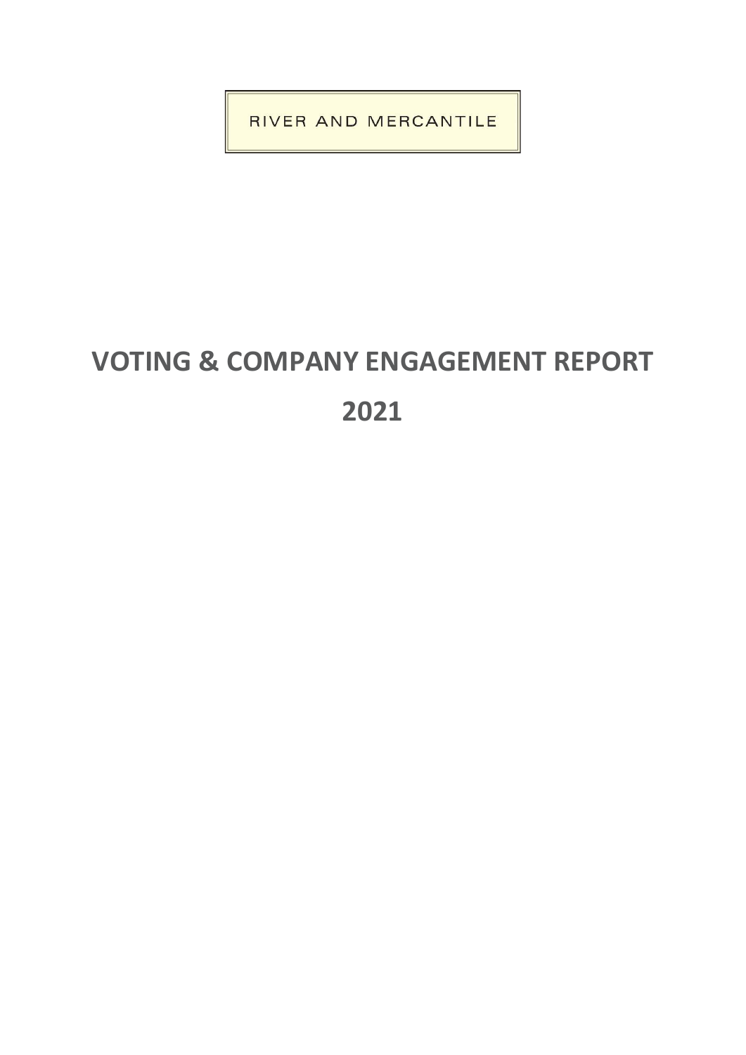RIVER AND MERCANTILE

# VOTING & COMPANY ENGAGEMENT REPORT

# 2021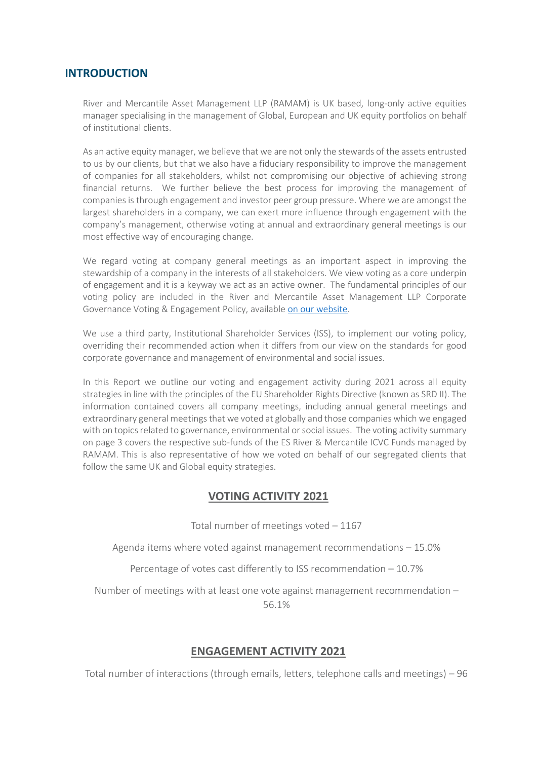## INTRODUCTION

River and Mercantile Asset Management LLP (RAMAM) is UK based, long-only active equities manager specialising in the management of Global, European and UK equity portfolios on behalf of institutional clients.

As an active equity manager, we believe that we are not only the stewards of the assets entrusted to us by our clients, but that we also have a fiduciary responsibility to improve the management of companies for all stakeholders, whilst not compromising our objective of achieving strong financial returns. We further believe the best process for improving the management of companies is through engagement and investor peer group pressure. Where we are amongst the largest shareholders in a company, we can exert more influence through engagement with the company's management, otherwise voting at annual and extraordinary general meetings is our most effective way of encouraging change.

We regard voting at company general meetings as an important aspect in improving the stewardship of a company in the interests of all stakeholders. We view voting as a core underpin of engagement and it is a keyway we act as an active owner. The fundamental principles of our voting policy are included in the River and Mercantile Asset Management LLP Corporate Governance Voting & Engagement Policy, available on our website.

We use a third party, Institutional Shareholder Services (ISS), to implement our voting policy, overriding their recommended action when it differs from our view on the standards for good corporate governance and management of environmental and social issues.

In this Report we outline our voting and engagement activity during 2021 across all equity strategies in line with the principles of the EU Shareholder Rights Directive (known as SRD II). The information contained covers all company meetings, including annual general meetings and extraordinary general meetings that we voted at globally and those companies which we engaged with on topics related to governance, environmental or social issues. The voting activity summary on page 3 covers the respective sub-funds of the ES River & Mercantile ICVC Funds managed by RAMAM. This is also representative of how we voted on behalf of our segregated clients that follow the same UK and Global equity strategies.

## VOTING ACTIVITY 2021

Total number of meetings voted – 1167

Agenda items where voted against management recommendations – 15.0%

Percentage of votes cast differently to ISS recommendation – 10.7%

Number of meetings with at least one vote against management recommendation – 56.1%

## ENGAGEMENT ACTIVITY 2021

Total number of interactions (through emails, letters, telephone calls and meetings) – 96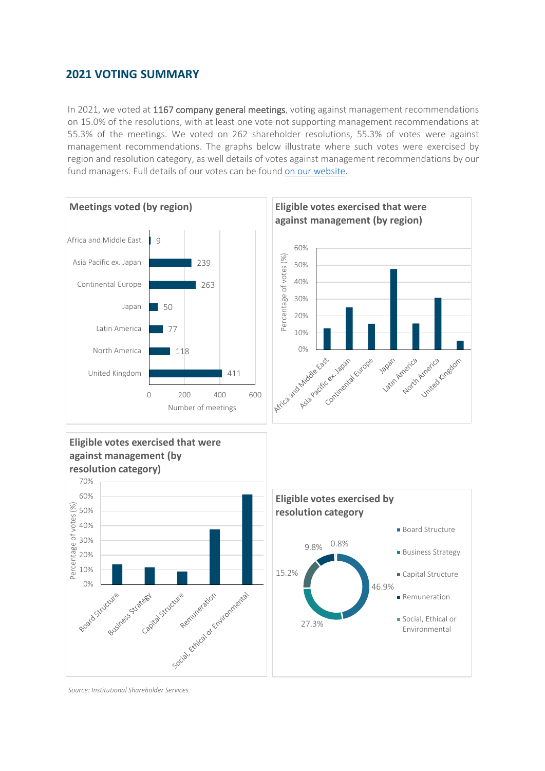## 2021 VOTING SUMMARY

In 2021, we voted at 1167 company general meetings, voting against management recommendations on 15.0% of the resolutions, with at least one vote not supporting management recommendations at 55.3% of the meetings. We voted on 262 shareholder resolutions, 55.3% of votes were against management recommendations. The graphs below illustrate where such votes were exercised by region and resolution category, as well details of votes against management recommendations by our fund managers. Full details of our votes can be found [on our website](#).

**Meetings voted (by region)**

| Region | Number of meetings |
| --- | --- |
| Africa and Middle East | 9 |
| Asia Pacific ex. Japan | 239 |
| Continental Europe | 263 |
| Japan | 50 |
| Latin America | 77 |
| North America | 118 |
| United Kingdom | 411 |

**Eligible votes exercised that were against management (by region)**

Percentage of votes (%): Africa and Middle East, Asia Pacific ex. Japan, Continental Europe, Japan, Latin America, North America, United Kingdom

**Eligible votes exercised that were against management (by resolution category)**

Percentage of votes (%): Board Structure, Business Strategy, Capital Structure, Remuneration, Social, Ethical or Environmental

**Eligible votes exercised by resolution category**

Board Structure, Business Strategy, Capital Structure, Remuneration, Social, Ethical or Environmental

46.9%, 27.3%, 15.2%, 9.8%, 0.8%

*Source: Institutional Shareholder Services*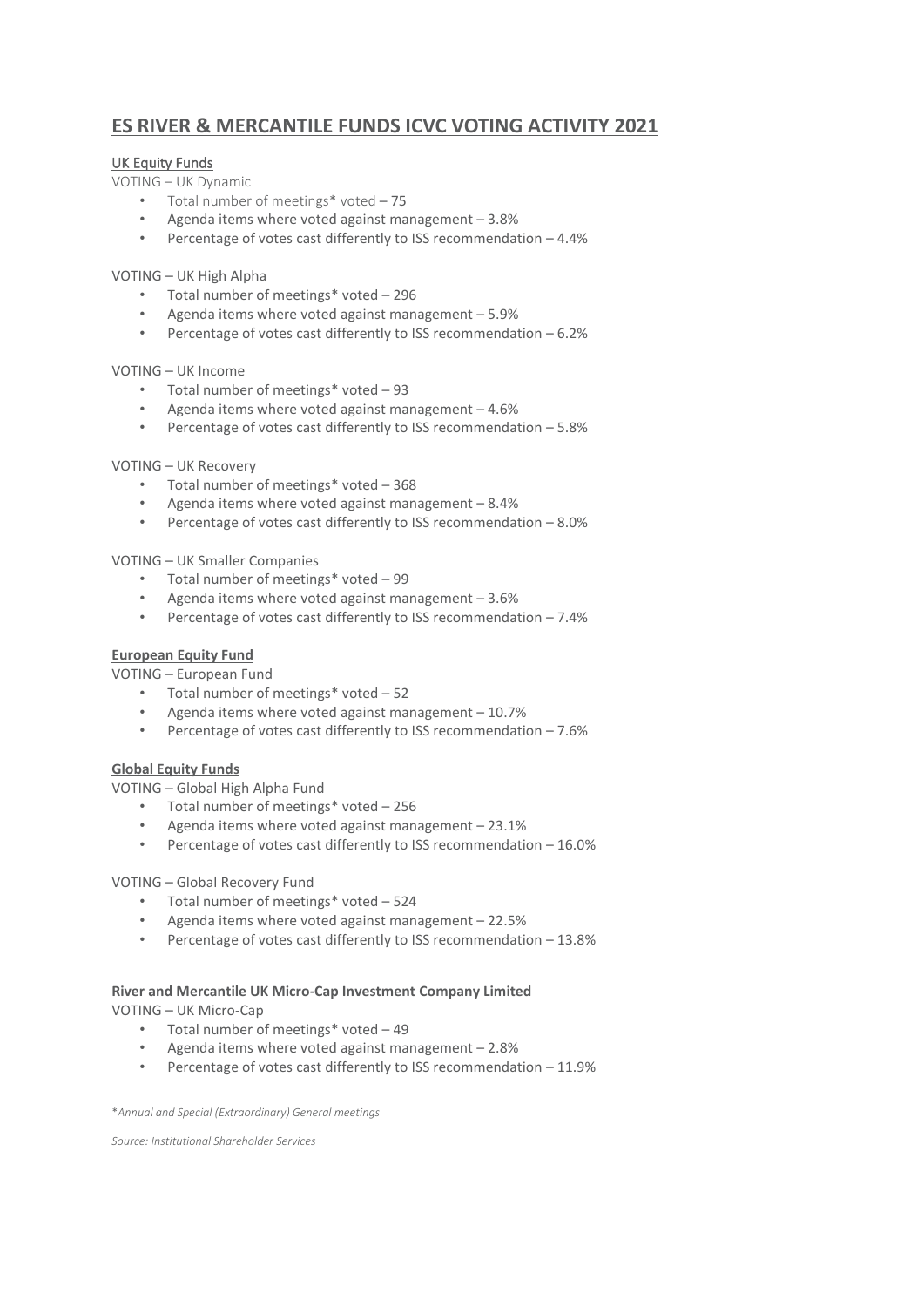# ES RIVER & MERCANTILE FUNDS ICVC VOTING ACTIVITY 2021

## UK Equity Funds

VOTING – UK Dynamic

- Total number of meetings* voted – 75
- Agenda items where voted against management – 3.8%
- Percentage of votes cast differently to ISS recommendation – 4.4%

VOTING – UK High Alpha

- Total number of meetings* voted – 296
- Agenda items where voted against management – 5.9%
- Percentage of votes cast differently to ISS recommendation – 6.2%

VOTING – UK Income

- Total number of meetings* voted – 93
- Agenda items where voted against management – 4.6%
- Percentage of votes cast differently to ISS recommendation – 5.8%

VOTING – UK Recovery

- Total number of meetings* voted – 368
- Agenda items where voted against management – 8.4%
- Percentage of votes cast differently to ISS recommendation – 8.0%

VOTING – UK Smaller Companies

- Total number of meetings* voted – 99
- Agenda items where voted against management – 3.6%
- Percentage of votes cast differently to ISS recommendation – 7.4%

## European Equity Fund

VOTING – European Fund

- Total number of meetings* voted – 52
- Agenda items where voted against management – 10.7%
- Percentage of votes cast differently to ISS recommendation – 7.6%

## Global Equity Funds

VOTING – Global High Alpha Fund

- Total number of meetings* voted – 256
- Agenda items where voted against management – 23.1%
- Percentage of votes cast differently to ISS recommendation – 16.0%

VOTING – Global Recovery Fund

- Total number of meetings* voted – 524
- Agenda items where voted against management – 22.5%
- Percentage of votes cast differently to ISS recommendation – 13.8%

## River and Mercantile UK Micro-Cap Investment Company Limited

VOTING – UK Micro-Cap

- Total number of meetings* voted – 49
- Agenda items where voted against management – 2.8%
- Percentage of votes cast differently to ISS recommendation – 11.9%

*\*Annual and Special (Extraordinary) General meetings*

*Source: Institutional Shareholder Services*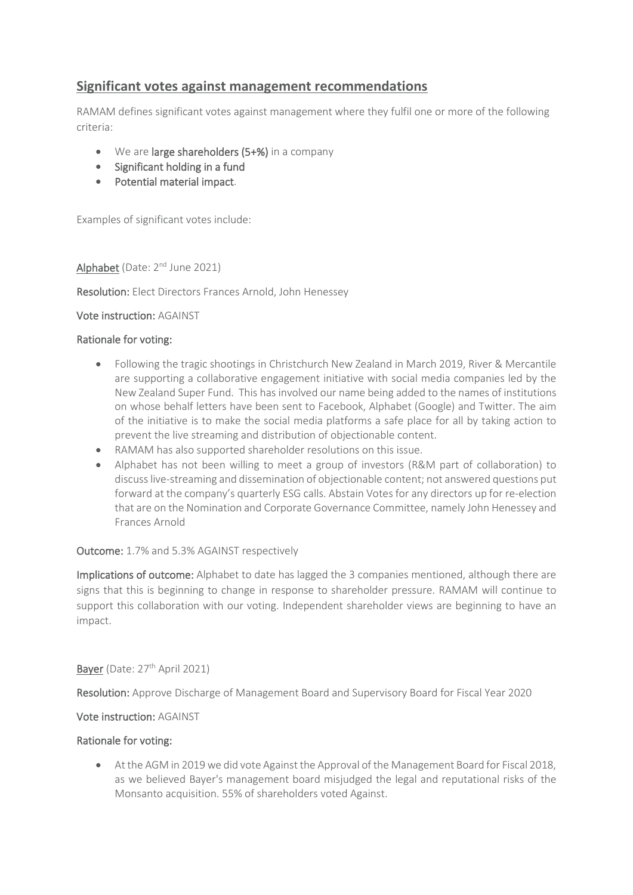## Significant votes against management recommendations

RAMAM defines significant votes against management where they fulfil one or more of the following criteria:

- We are **large shareholders (5+%)** in a company
- **Significant holding in a fund**
- **Potential material impact**.

Examples of significant votes include:

**Alphabet** (Date: 2nd June 2021)

**Resolution:** Elect Directors Frances Arnold, John Henessey

**Vote instruction:** AGAINST

**Rationale for voting:**

- Following the tragic shootings in Christchurch New Zealand in March 2019, River & Mercantile are supporting a collaborative engagement initiative with social media companies led by the New Zealand Super Fund. This has involved our name being added to the names of institutions on whose behalf letters have been sent to Facebook, Alphabet (Google) and Twitter. The aim of the initiative is to make the social media platforms a safe place for all by taking action to prevent the live streaming and distribution of objectionable content.
- RAMAM has also supported shareholder resolutions on this issue.
- Alphabet has not been willing to meet a group of investors (R&M part of collaboration) to discuss live-streaming and dissemination of objectionable content; not answered questions put forward at the company's quarterly ESG calls. Abstain Votes for any directors up for re-election that are on the Nomination and Corporate Governance Committee, namely John Henessey and Frances Arnold

**Outcome:** 1.7% and 5.3% AGAINST respectively

**Implications of outcome:** Alphabet to date has lagged the 3 companies mentioned, although there are signs that this is beginning to change in response to shareholder pressure. RAMAM will continue to support this collaboration with our voting. Independent shareholder views are beginning to have an impact.

**Bayer** (Date: 27th April 2021)

**Resolution:** Approve Discharge of Management Board and Supervisory Board for Fiscal Year 2020

**Vote instruction:** AGAINST

**Rationale for voting:**

- At the AGM in 2019 we did vote Against the Approval of the Management Board for Fiscal 2018, as we believed Bayer's management board misjudged the legal and reputational risks of the Monsanto acquisition. 55% of shareholders voted Against.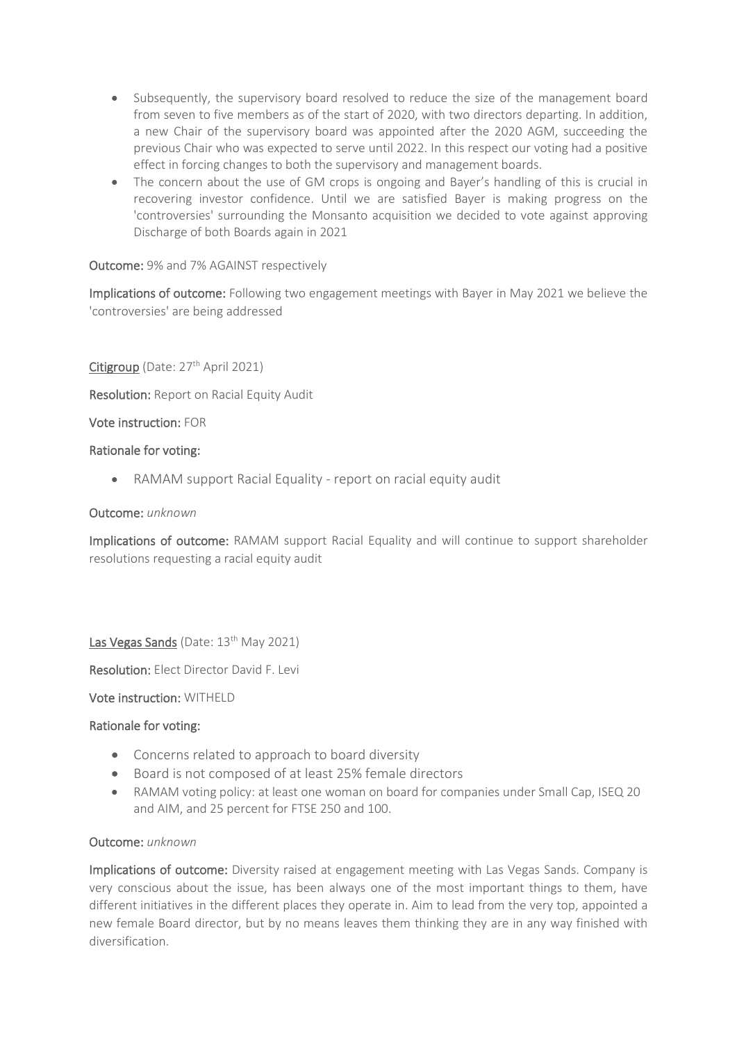- Subsequently, the supervisory board resolved to reduce the size of the management board from seven to five members as of the start of 2020, with two directors departing. In addition, a new Chair of the supervisory board was appointed after the 2020 AGM, succeeding the previous Chair who was expected to serve until 2022. In this respect our voting had a positive effect in forcing changes to both the supervisory and management boards.
- The concern about the use of GM crops is ongoing and Bayer's handling of this is crucial in recovering investor confidence. Until we are satisfied Bayer is making progress on the 'controversies' surrounding the Monsanto acquisition we decided to vote against approving Discharge of both Boards again in 2021

**Outcome:** 9% and 7% AGAINST respectively

**Implications of outcome:** Following two engagement meetings with Bayer in May 2021 we believe the 'controversies' are being addressed

Citigroup (Date: 27th April 2021)

**Resolution:** Report on Racial Equity Audit

**Vote instruction:** FOR

**Rationale for voting:**

- RAMAM support Racial Equality - report on racial equity audit

**Outcome:** *unknown*

**Implications of outcome:** RAMAM support Racial Equality and will continue to support shareholder resolutions requesting a racial equity audit

Las Vegas Sands (Date: 13th May 2021)

**Resolution:** Elect Director David F. Levi

**Vote instruction:** WITHELD

**Rationale for voting:**

- Concerns related to approach to board diversity
- Board is not composed of at least 25% female directors
- RAMAM voting policy: at least one woman on board for companies under Small Cap, ISEQ 20 and AIM, and 25 percent for FTSE 250 and 100.

**Outcome:** *unknown*

**Implications of outcome:** Diversity raised at engagement meeting with Las Vegas Sands. Company is very conscious about the issue, has been always one of the most important things to them, have different initiatives in the different places they operate in. Aim to lead from the very top, appointed a new female Board director, but by no means leaves them thinking they are in any way finished with diversification.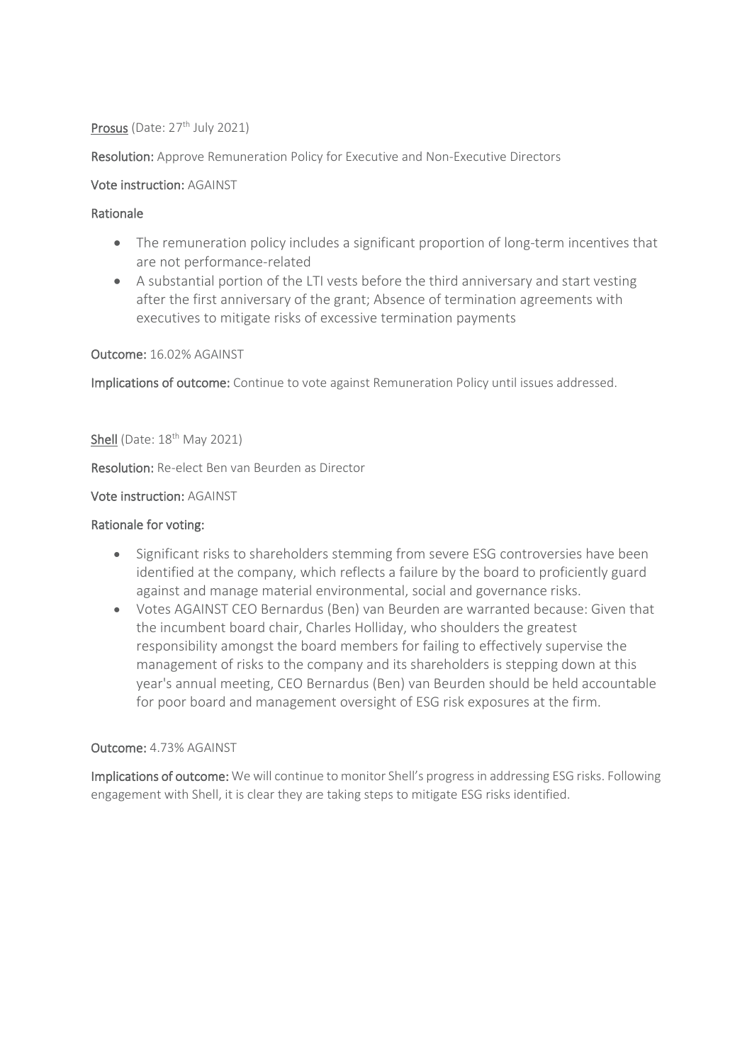<u>Prosus</u> (Date: 27th July 2021)

**Resolution:** Approve Remuneration Policy for Executive and Non-Executive Directors

**Vote instruction:** AGAINST

**Rationale**

- The remuneration policy includes a significant proportion of long-term incentives that are not performance-related
- A substantial portion of the LTI vests before the third anniversary and start vesting after the first anniversary of the grant; Absence of termination agreements with executives to mitigate risks of excessive termination payments

**Outcome:** 16.02% AGAINST

**Implications of outcome:** Continue to vote against Remuneration Policy until issues addressed.

<u>Shell</u> (Date: 18th May 2021)

**Resolution:** Re-elect Ben van Beurden as Director

**Vote instruction:** AGAINST

**Rationale for voting:**

- Significant risks to shareholders stemming from severe ESG controversies have been identified at the company, which reflects a failure by the board to proficiently guard against and manage material environmental, social and governance risks.
- Votes AGAINST CEO Bernardus (Ben) van Beurden are warranted because: Given that the incumbent board chair, Charles Holliday, who shoulders the greatest responsibility amongst the board members for failing to effectively supervise the management of risks to the company and its shareholders is stepping down at this year's annual meeting, CEO Bernardus (Ben) van Beurden should be held accountable for poor board and management oversight of ESG risk exposures at the firm.

**Outcome:** 4.73% AGAINST

**Implications of outcome:** We will continue to monitor Shell's progress in addressing ESG risks. Following engagement with Shell, it is clear they are taking steps to mitigate ESG risks identified.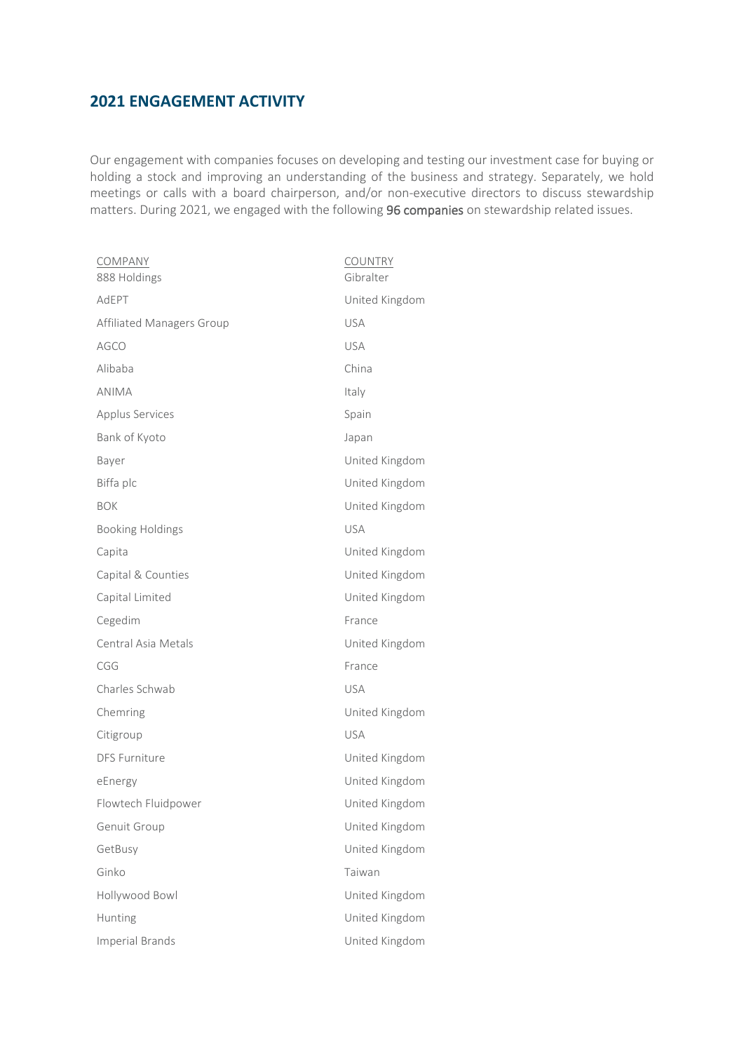## 2021 ENGAGEMENT ACTIVITY

Our engagement with companies focuses on developing and testing our investment case for buying or holding a stock and improving an understanding of the business and strategy. Separately, we hold meetings or calls with a board chairperson, and/or non-executive directors to discuss stewardship matters. During 2021, we engaged with the following 96 companies on stewardship related issues.

| COMPANY | COUNTRY |
|---|---|
| 888 Holdings | Gibralter |
| AdEPT | United Kingdom |
| Affiliated Managers Group | USA |
| AGCO | USA |
| Alibaba | China |
| ANIMA | Italy |
| Applus Services | Spain |
| Bank of Kyoto | Japan |
| Bayer | United Kingdom |
| Biffa plc | United Kingdom |
| BOK | United Kingdom |
| Booking Holdings | USA |
| Capita | United Kingdom |
| Capital & Counties | United Kingdom |
| Capital Limited | United Kingdom |
| Cegedim | France |
| Central Asia Metals | United Kingdom |
| CGG | France |
| Charles Schwab | USA |
| Chemring | United Kingdom |
| Citigroup | USA |
| DFS Furniture | United Kingdom |
| eEnergy | United Kingdom |
| Flowtech Fluidpower | United Kingdom |
| Genuit Group | United Kingdom |
| GetBusy | United Kingdom |
| Ginko | Taiwan |
| Hollywood Bowl | United Kingdom |
| Hunting | United Kingdom |
| Imperial Brands | United Kingdom |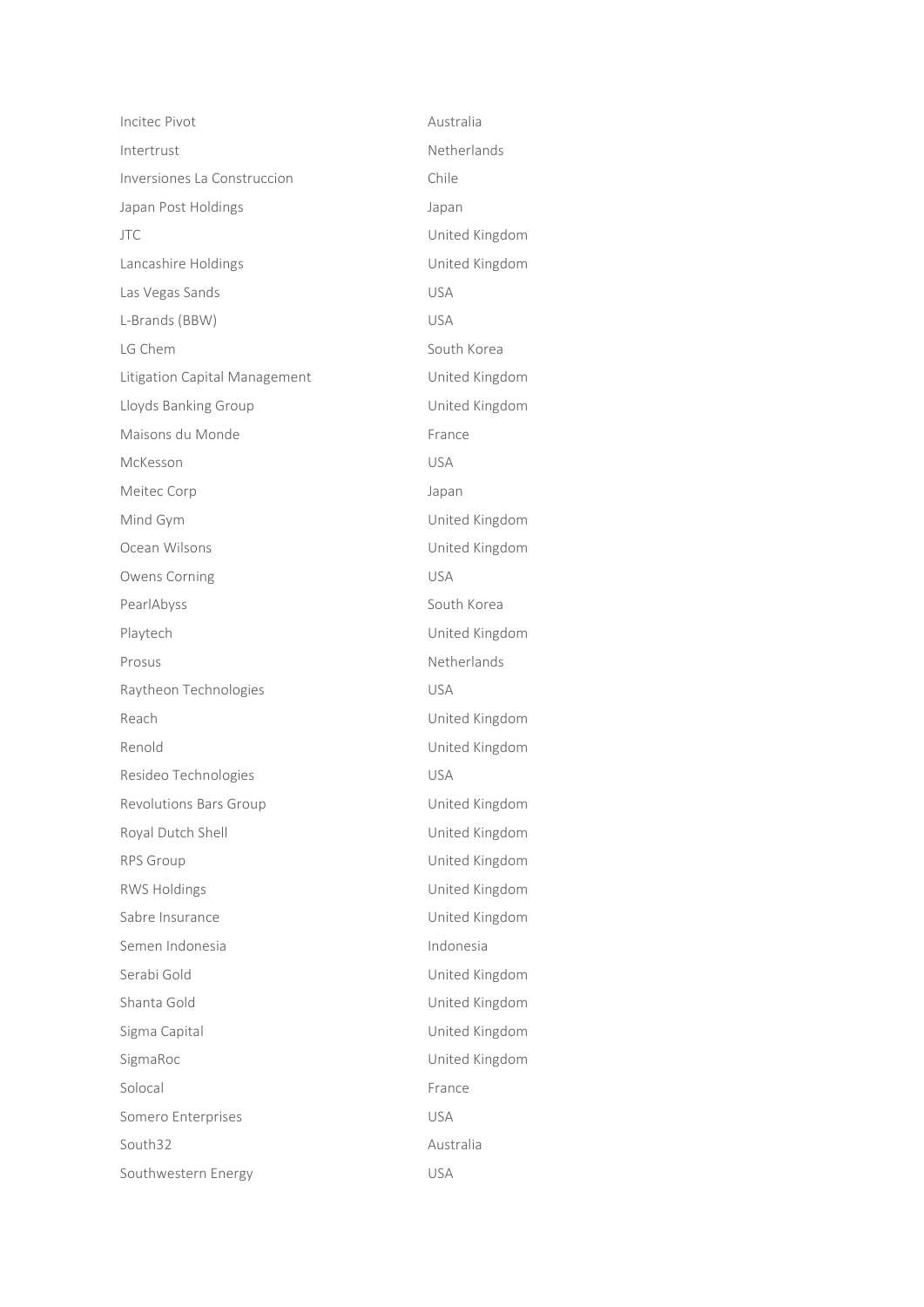| | |
|---|---|
| Incitec Pivot | Australia |
| Intertrust | Netherlands |
| Inversiones La Construccion | Chile |
| Japan Post Holdings | Japan |
| JTC | United Kingdom |
| Lancashire Holdings | United Kingdom |
| Las Vegas Sands | USA |
| L-Brands (BBW) | USA |
| LG Chem | South Korea |
| Litigation Capital Management | United Kingdom |
| Lloyds Banking Group | United Kingdom |
| Maisons du Monde | France |
| McKesson | USA |
| Meitec Corp | Japan |
| Mind Gym | United Kingdom |
| Ocean Wilsons | United Kingdom |
| Owens Corning | USA |
| PearlAbyss | South Korea |
| Playtech | United Kingdom |
| Prosus | Netherlands |
| Raytheon Technologies | USA |
| Reach | United Kingdom |
| Renold | United Kingdom |
| Resideo Technologies | USA |
| Revolutions Bars Group | United Kingdom |
| Royal Dutch Shell | United Kingdom |
| RPS Group | United Kingdom |
| RWS Holdings | United Kingdom |
| Sabre Insurance | United Kingdom |
| Semen Indonesia | Indonesia |
| Serabi Gold | United Kingdom |
| Shanta Gold | United Kingdom |
| Sigma Capital | United Kingdom |
| SigmaRoc | United Kingdom |
| Solocal | France |
| Somero Enterprises | USA |
| South32 | Australia |
| Southwestern Energy | USA |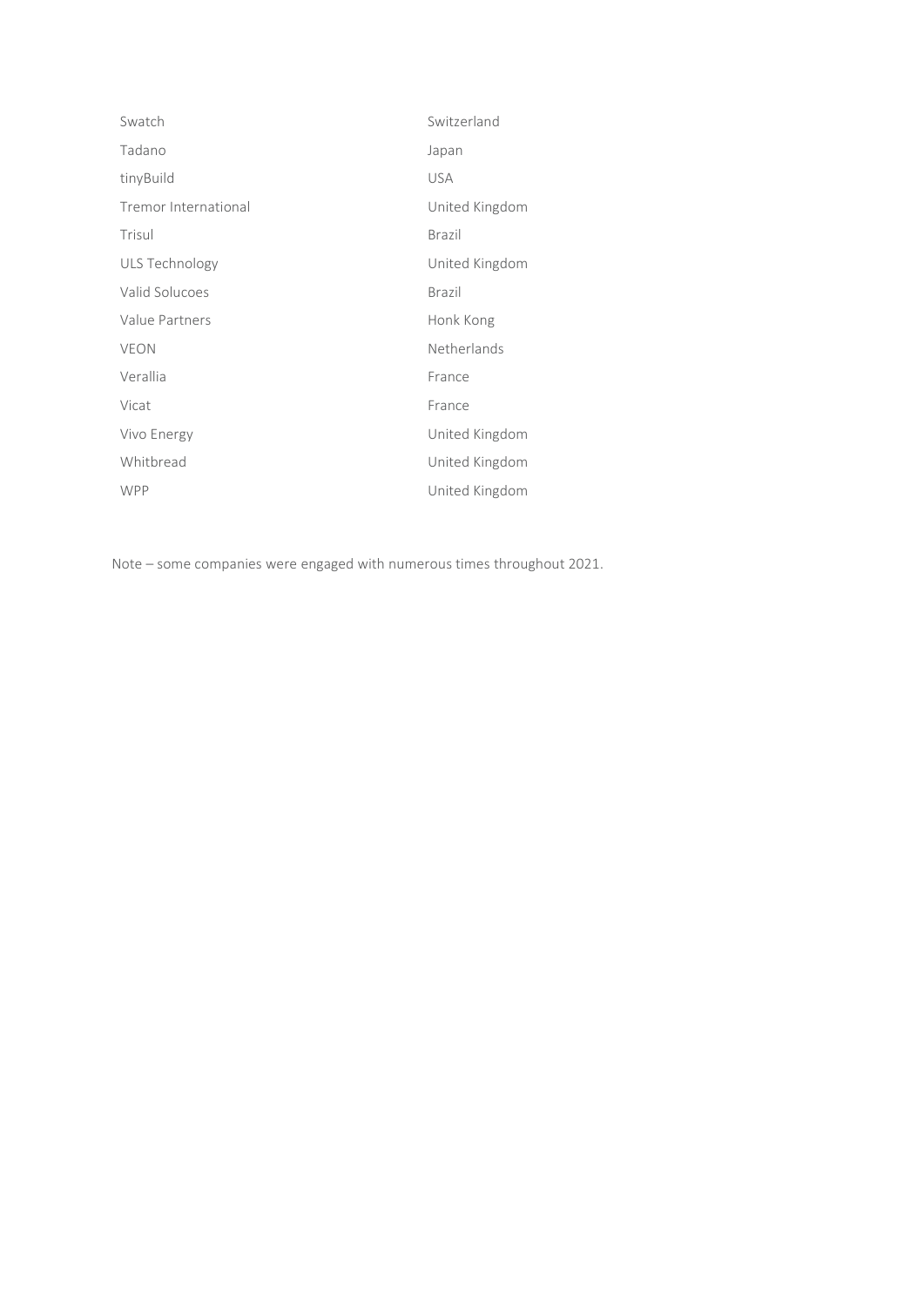| | |
|---|---|
| Swatch | Switzerland |
| Tadano | Japan |
| tinyBuild | USA |
| Tremor International | United Kingdom |
| Trisul | Brazil |
| ULS Technology | United Kingdom |
| Valid Solucoes | Brazil |
| Value Partners | Honk Kong |
| VEON | Netherlands |
| Verallia | France |
| Vicat | France |
| Vivo Energy | United Kingdom |
| Whitbread | United Kingdom |
| WPP | United Kingdom |

Note – some companies were engaged with numerous times throughout 2021.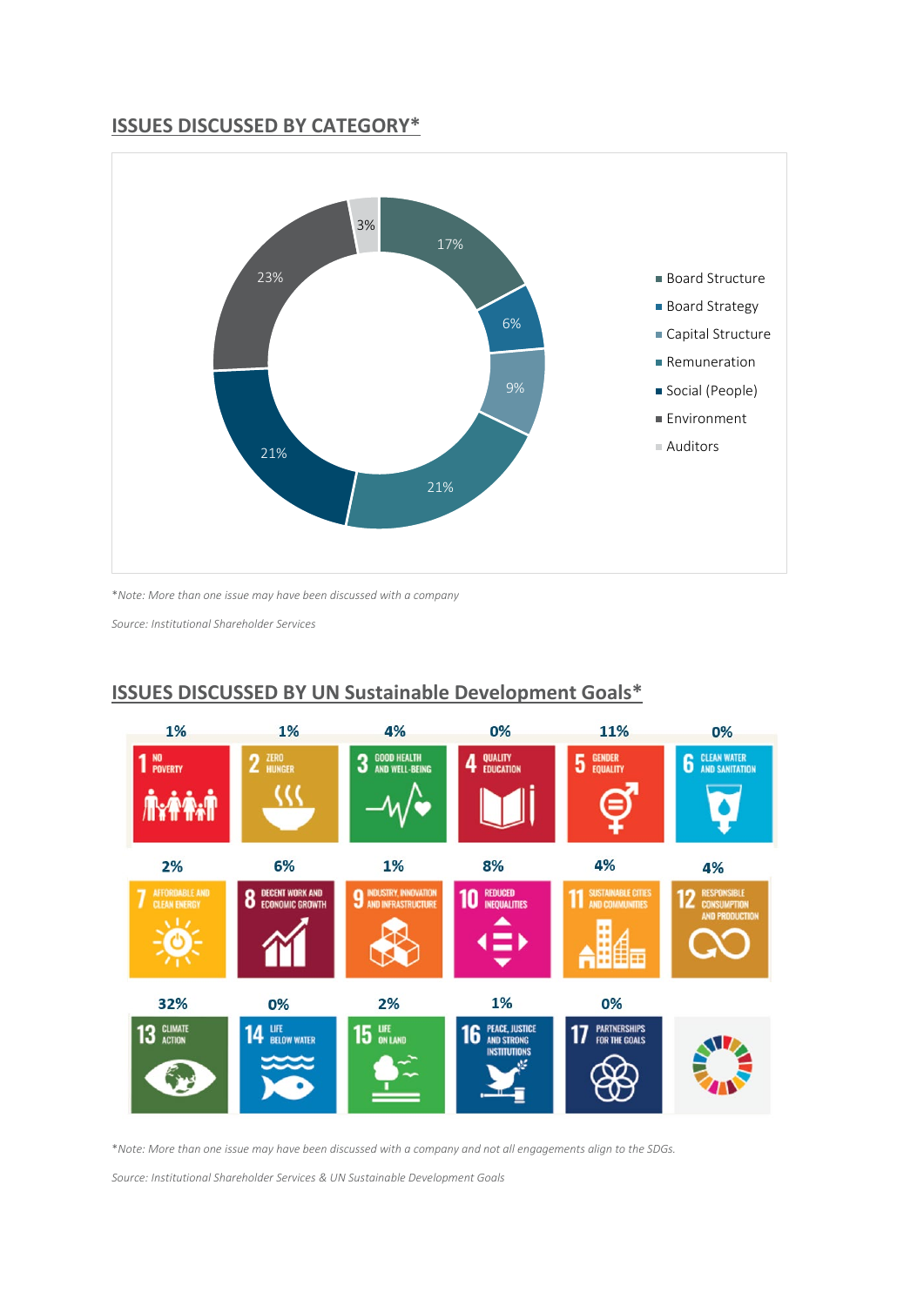## ISSUES DISCUSSED BY CATEGORY*

| Category | Share |
|---|---|
| Board Structure | 17% |
| Board Strategy | 6% |
| Capital Structure | 9% |
| Remuneration | 21% |
| Social (People) | 21% |
| Environment | 23% |
| Auditors | 3% |

*\*Note: More than one issue may have been discussed with a company*

*Source: Institutional Shareholder Services*

## ISSUES DISCUSSED BY UN Sustainable Development Goals*

| Goal | Share |
|---|---|
| 1 No Poverty | 1% |
| 2 Zero Hunger | 1% |
| 3 Good Health and Well-Being | 4% |
| 4 Quality Education | 0% |
| 5 Gender Equality | 11% |
| 6 Clean Water and Sanitation | 0% |
| 7 Affordable and Clean Energy | 2% |
| 8 Decent Work and Economic Growth | 6% |
| 9 Industry, Innovation and Infrastructure | 1% |
| 10 Reduced Inequalities | 8% |
| 11 Sustainable Cities and Communities | 4% |
| 12 Responsible Consumption and Production | 4% |
| 13 Climate Action | 32% |
| 14 Life Below Water | 0% |
| 15 Life on Land | 2% |
| 16 Peace, Justice and Strong Institutions | 1% |
| 17 Partnerships for the Goals | 0% |

*\*Note: More than one issue may have been discussed with a company and not all engagements align to the SDGs.*

*Source: Institutional Shareholder Services & UN Sustainable Development Goals*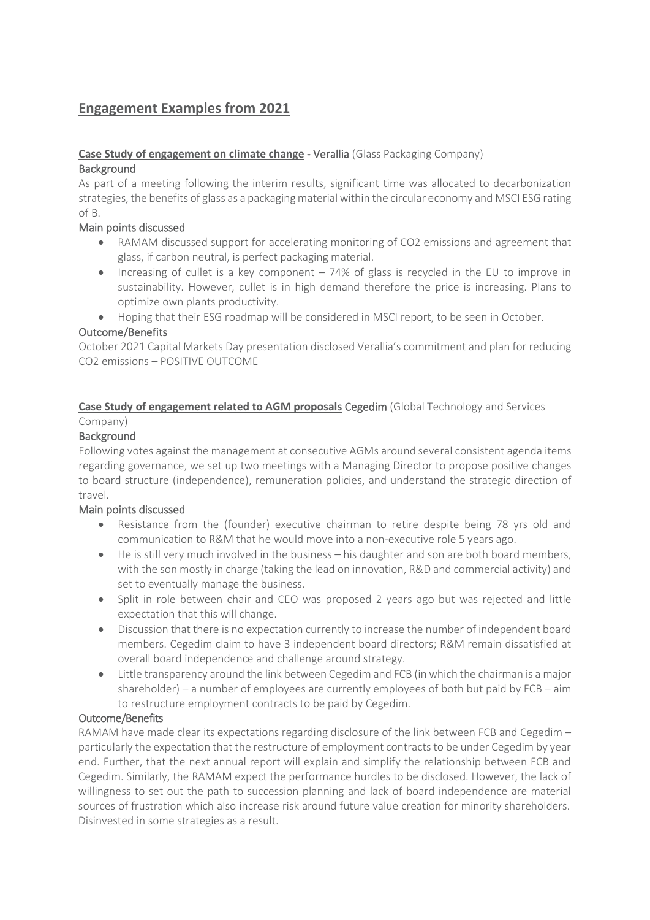## Engagement Examples from 2021

**Case Study of engagement on climate change - Verallia** (Glass Packaging Company)

**Background**

As part of a meeting following the interim results, significant time was allocated to decarbonization strategies, the benefits of glass as a packaging material within the circular economy and MSCI ESG rating of B.

**Main points discussed**

- RAMAM discussed support for accelerating monitoring of $CO_2$ emissions and agreement that glass, if carbon neutral, is perfect packaging material.
- Increasing of cullet is a key component – 74% of glass is recycled in the EU to improve in sustainability. However, cullet is in high demand therefore the price is increasing. Plans to optimize own plants productivity.
- Hoping that their ESG roadmap will be considered in MSCI report, to be seen in October.

**Outcome/Benefits**

October 2021 Capital Markets Day presentation disclosed Verallia's commitment and plan for reducing $CO_2$ emissions – POSITIVE OUTCOME

**Case Study of engagement related to AGM proposals Cegedim** (Global Technology and Services Company)

**Background**

Following votes against the management at consecutive AGMs around several consistent agenda items regarding governance, we set up two meetings with a Managing Director to propose positive changes to board structure (independence), remuneration policies, and understand the strategic direction of travel.

**Main points discussed**

- Resistance from the (founder) executive chairman to retire despite being 78 yrs old and communication to R&M that he would move into a non-executive role 5 years ago.
- He is still very much involved in the business – his daughter and son are both board members, with the son mostly in charge (taking the lead on innovation, R&D and commercial activity) and set to eventually manage the business.
- Split in role between chair and CEO was proposed 2 years ago but was rejected and little expectation that this will change.
- Discussion that there is no expectation currently to increase the number of independent board members. Cegedim claim to have 3 independent board directors; R&M remain dissatisfied at overall board independence and challenge around strategy.
- Little transparency around the link between Cegedim and FCB (in which the chairman is a major shareholder) – a number of employees are currently employees of both but paid by FCB – aim to restructure employment contracts to be paid by Cegedim.

**Outcome/Benefits**

RAMAM have made clear its expectations regarding disclosure of the link between FCB and Cegedim – particularly the expectation that the restructure of employment contracts to be under Cegedim by year end. Further, that the next annual report will explain and simplify the relationship between FCB and Cegedim. Similarly, the RAMAM expect the performance hurdles to be disclosed. However, the lack of willingness to set out the path to succession planning and lack of board independence are material sources of frustration which also increase risk around future value creation for minority shareholders. Disinvested in some strategies as a result.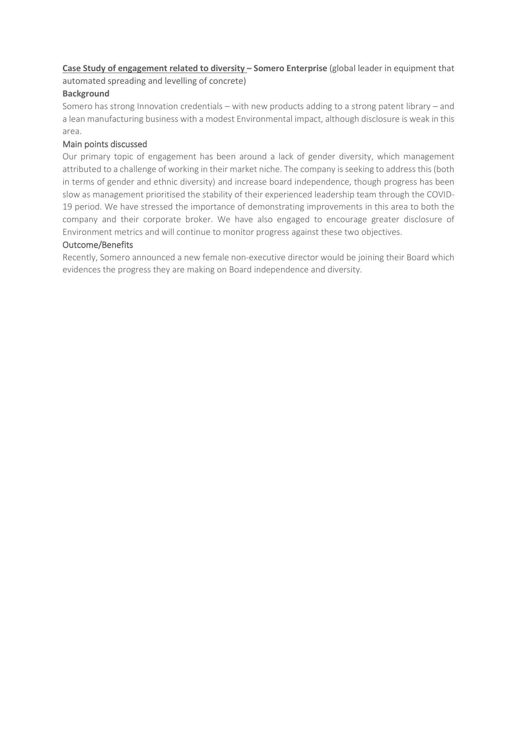**Case Study of engagement related to diversity – Somero Enterprise** (global leader in equipment that automated spreading and levelling of concrete)

**Background**

Somero has strong Innovation credentials – with new products adding to a strong patent library – and a lean manufacturing business with a modest Environmental impact, although disclosure is weak in this area.

Main points discussed

Our primary topic of engagement has been around a lack of gender diversity, which management attributed to a challenge of working in their market niche. The company is seeking to address this (both in terms of gender and ethnic diversity) and increase board independence, though progress has been slow as management prioritised the stability of their experienced leadership team through the COVID-19 period. We have stressed the importance of demonstrating improvements in this area to both the company and their corporate broker. We have also engaged to encourage greater disclosure of Environment metrics and will continue to monitor progress against these two objectives.

Outcome/Benefits

Recently, Somero announced a new female non-executive director would be joining their Board which evidences the progress they are making on Board independence and diversity.